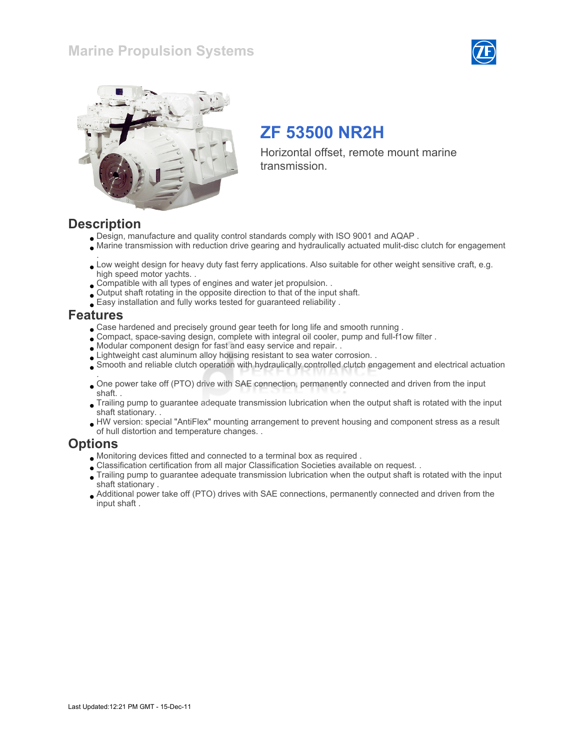Marine Propulsion Systems

# ZF 53500 NR2H

Horizontal offset, remote mount marine transmission.

## Description

- Design, manufacture and quality control standards comply with ISO 9001 and AQAP .
- Marine transmission with reduction drive gearing and hydraulically actuated mulit-disc clutch for engagement .
- Low weight design for heavy duty fast ferry applications. Also suitable for other weight sensitive craft, e.g. high speed motor yachts. .
- Compatible with all types of engines and water jet propulsion. .
- Output shaft rotating in the opposite direction to that of the input shaft.
- Easy installation and fully works tested for guaranteed reliability .

## Features

- Case hardened and precisely ground gear teeth for long life and smooth running .
- Compact, space-saving design, complete with integral oil cooler, pump and full-f1ow filter .
- Modular component design for fast and easy service and repair. .
- Lightweight cast aluminum alloy housing resistant to sea water corrosion. .
- Smooth and reliable clutch operation with hydraulically controlled clutch engagement and electrical actuation .
- One power take off (PTO) drive with SAE connection, permanently connected and driven from the input shaft. .
- Trailing pump to guarantee adequate transmission lubrication when the output shaft is rotated with the input shaft stationary. .
- HW version: special "AntiFlex" mounting arrangement to prevent housing and component stress as a result of hull distortion and temperature changes. .

## Options

- Monitoring devices fitted and connected to a terminal box as required .
- Classification certification from all major Classification Societies available on request. .
- Trailing pump to guarantee adequate transmission lubrication when the output shaft is rotated with the input shaft stationary .
- Additional power take off (PTO) drives with SAE connections, permanently connected and driven from the input shaft .

Last Updated:12:21 PM GMT - 15-Dec-11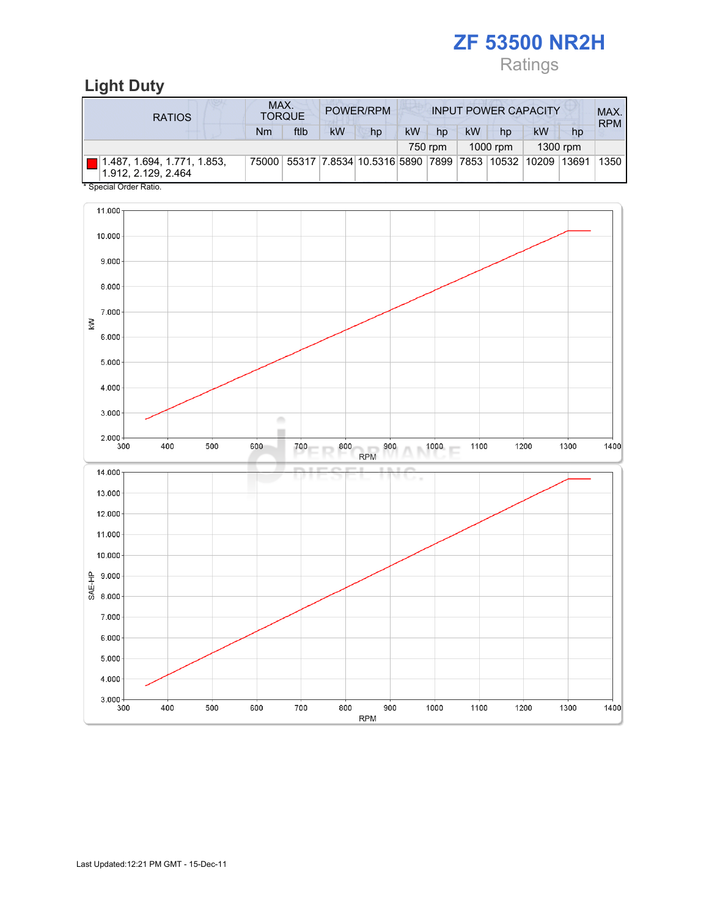# ZF 53500 NR2H

Ratings

## Light Duty

| RATIOS | MAX. TORQUE | | POWER/RPM | | INPUT POWER CAPACITY | | | | | | MAX. RPM |
|---|---|---|---|---|---|---|---|---|---|---|---|
| | Nm | ftlb | kW | hp | kW | hp | kW | hp | kW | hp | |
| | | | | | 750 rpm | | 1000 rpm | | 1300 rpm | | |
| 1.487, 1.694, 1.771, 1.853, 1.912, 2.129, 2.464 | 75000 | 55317 | 7.8534 | 10.5316 | 5890 | 7899 | 7853 | 10532 | 10209 | 13691 | 1350 |

* Special Order Ratio.

Last Updated:12:21 PM GMT - 15-Dec-11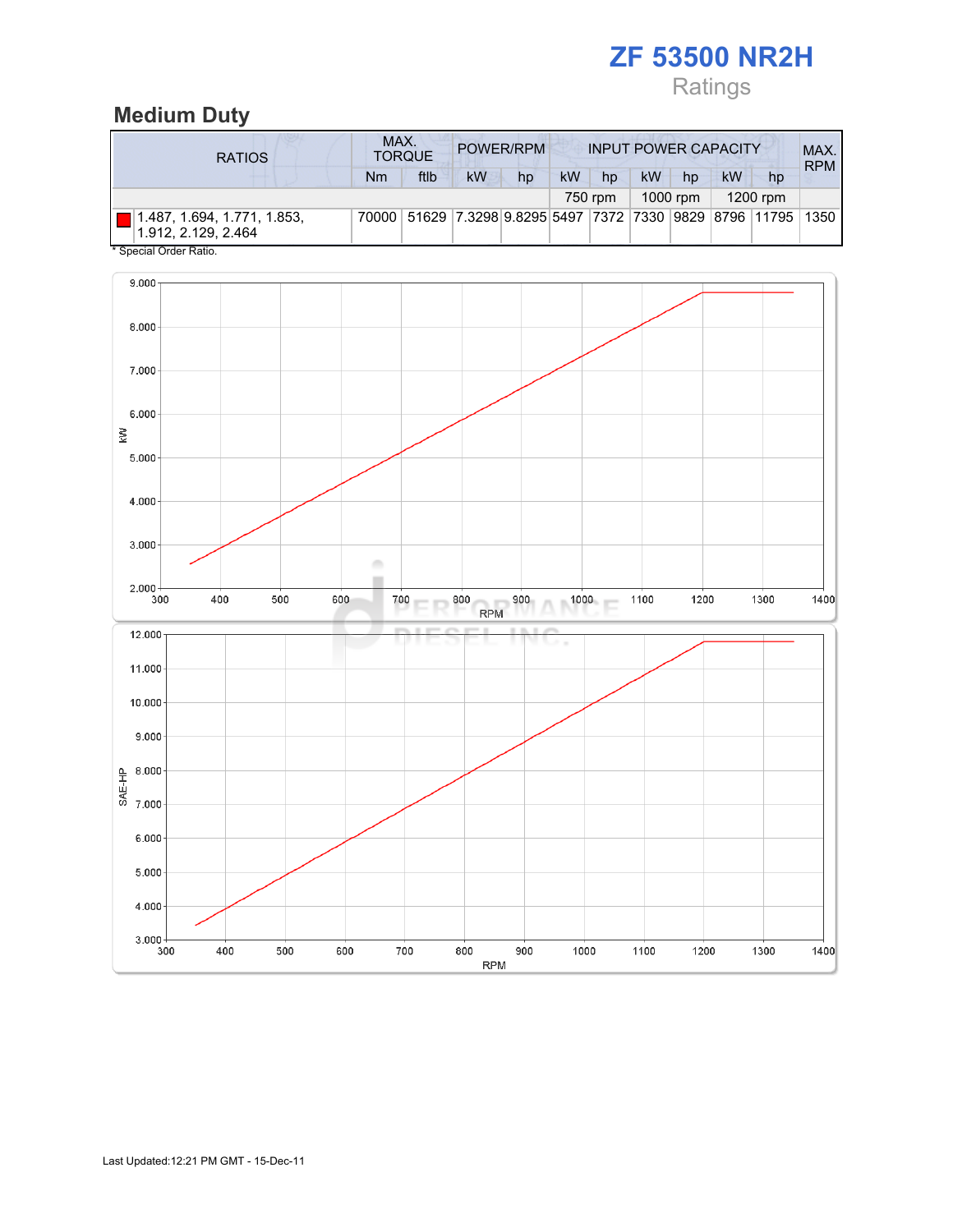# ZF 53500 NR2H

Ratings

## Medium Duty

| RATIOS | MAX. TORQUE | | POWER/RPM | | INPUT POWER CAPACITY | | | | | | MAX. RPM |
|---|---|---|---|---|---|---|---|---|---|---|---|
| | Nm | ftlb | kW | hp | kW | hp | kW | hp | kW | hp | |
| | | | | | 750 rpm | | 1000 rpm | | 1200 rpm | | |
| 1.487, 1.694, 1.771, 1.853, 1.912, 2.129, 2.464 | 70000 | 51629 | 7.3298 | 9.8295 | 5497 | 7372 | 7330 | 9829 | 8796 | 11795 | 1350 |

* Special Order Ratio.

Last Updated:12:21 PM GMT - 15-Dec-11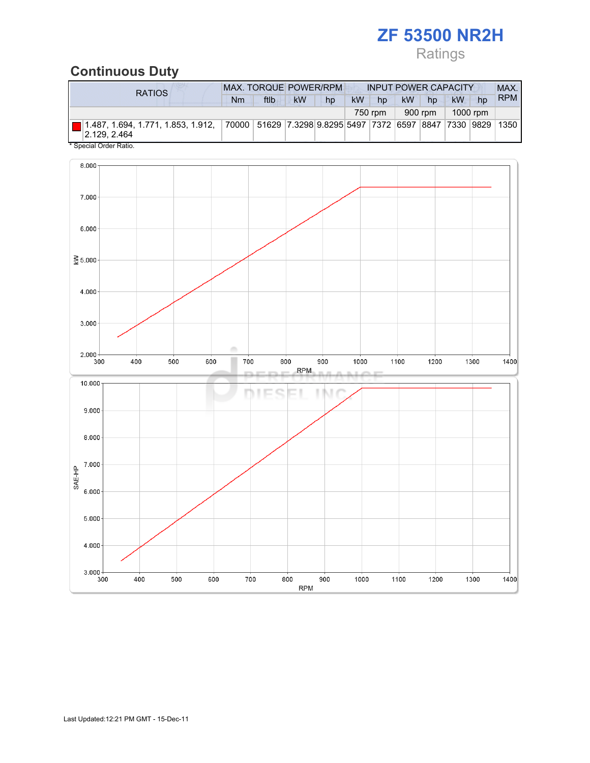# ZF 53500 NR2H

Ratings

## Continuous Duty

| RATIOS | MAX. TORQUE | | POWER/RPM | | INPUT POWER CAPACITY | | | | | | MAX. RPM |
|---|---|---|---|---|---|---|---|---|---|---|---|
| | Nm | ftlb | kW | hp | kW | hp | kW | hp | kW | hp | |
| | | | | | 750 rpm | | 900 rpm | | 1000 rpm | | |
| 1.487, 1.694, 1.771, 1.853, 1.912, 2.129, 2.464 | 70000 | 51629 | 7.3298 | 9.8295 | 5497 | 7372 | 6597 | 8847 | 7330 | 9829 | 1350 |

\* Special Order Ratio.

Last Updated:12:21 PM GMT - 15-Dec-11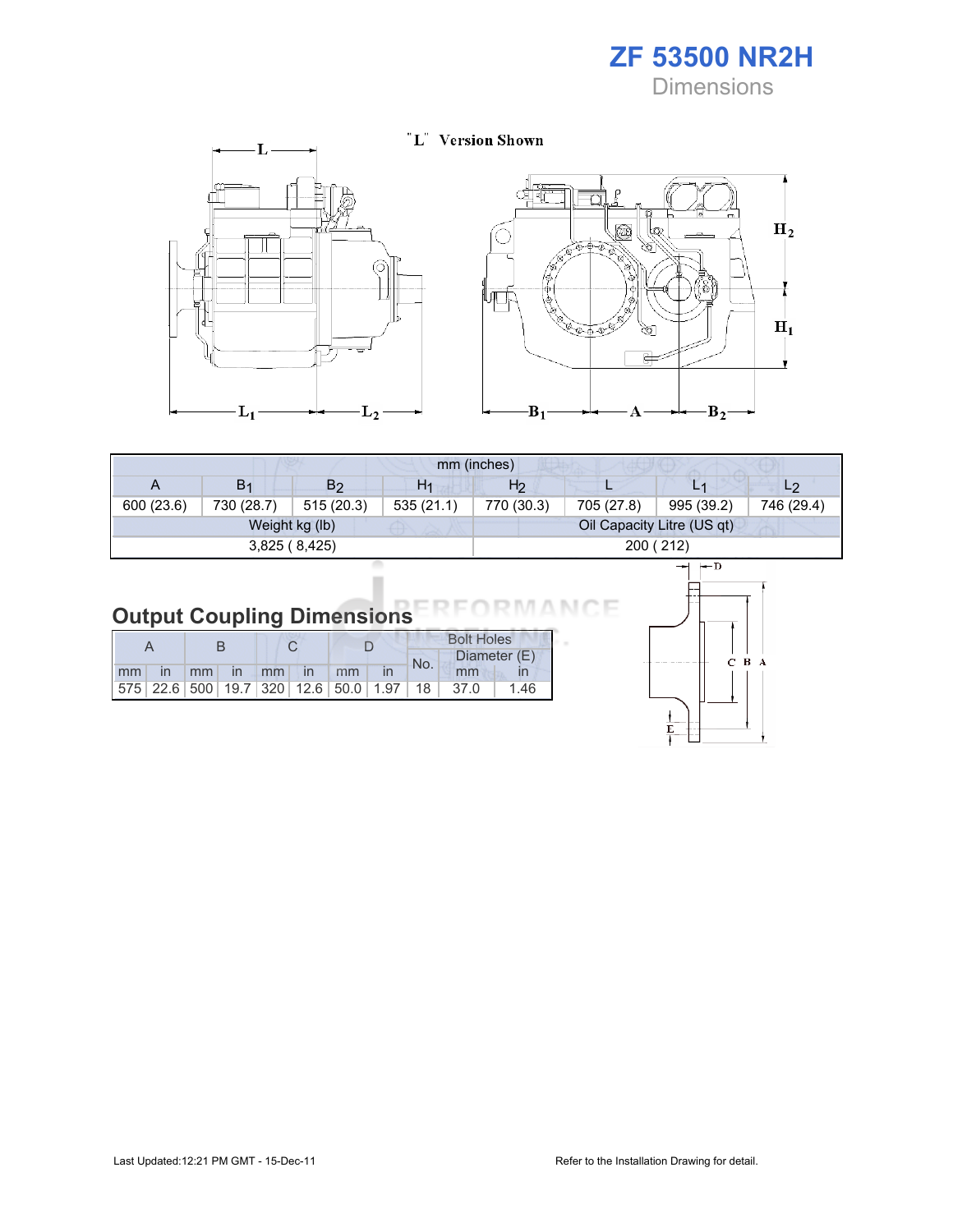# ZF 53500 NR2H

## Dimensions

"L" Version Shown

| mm (inches) | | | | | | | |
|---|---|---|---|---|---|---|---|
| A | $B_1$ | $B_2$ | $H_1$ | $H_2$ | L | $L_1$ | $L_2$ |
| 600 (23.6) | 730 (28.7) | 515 (20.3) | 535 (21.1) | 770 (30.3) | 705 (27.8) | 995 (39.2) | 746 (29.4) |
| Weight kg (lb) | | | | Oil Capacity Litre (US qt) | | | |
| 3,825 ( 8,425) | | | | 200 ( 212) | | | |

## Output Coupling Dimensions

| A | | B | | C | | D | | Bolt Holes | | |
|---|---|---|---|---|---|---|---|---|---|---|
| | | | | | | | | No. | Diameter (E) | |
| mm | in | mm | in | mm | in | mm | in | | mm | in |
| 575 | 22.6 | 500 | 19.7 | 320 | 12.6 | 50.0 | 1.97 | 18 | 37.0 | 1.46 |

Last Updated:12:21 PM GMT - 15-Dec-11

Refer to the Installation Drawing for detail.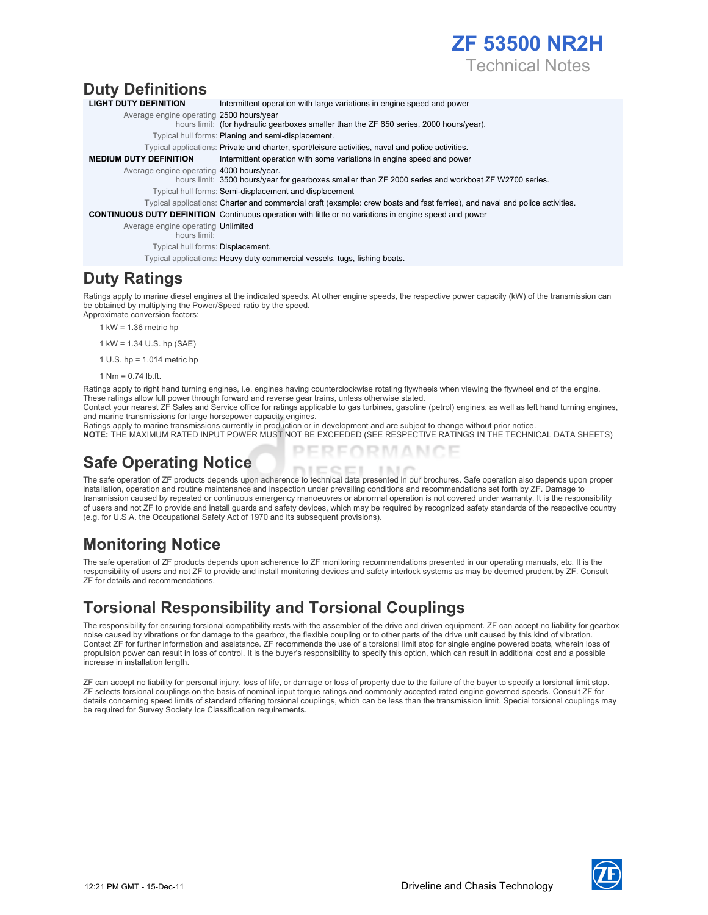# ZF 53500 NR2H

Technical Notes

## Duty Definitions

| | |
|---|---|
| **LIGHT DUTY DEFINITION** | Intermittent operation with large variations in engine speed and power |
| Average engine operating hours limit: | 2500 hours/year (for hydraulic gearboxes smaller than the ZF 650 series, 2000 hours/year). |
| Typical hull forms: | Planing and semi-displacement. |
| Typical applications: | Private and charter, sport/leisure activities, naval and police activities. |
| **MEDIUM DUTY DEFINITION** | Intermittent operation with some variations in engine speed and power |
| Average engine operating hours limit: | 4000 hours/year. 3500 hours/year for gearboxes smaller than ZF 2000 series and workboat ZF W2700 series. |
| Typical hull forms: | Semi-displacement and displacement |
| Typical applications: | Charter and commercial craft (example: crew boats and fast ferries), and naval and police activities. |
| **CONTINUOUS DUTY DEFINITION** | Continuous operation with little or no variations in engine speed and power |
| Average engine operating hours limit: | Unlimited |
| Typical hull forms: | Displacement. |
| Typical applications: | Heavy duty commercial vessels, tugs, fishing boats. |

## Duty Ratings

Ratings apply to marine diesel engines at the indicated speeds. At other engine speeds, the respective power capacity (kW) of the transmission can be obtained by multiplying the Power/Speed ratio by the speed.
Approximate conversion factors:

1 kW = 1.36 metric hp

1 kW = 1.34 U.S. hp (SAE)

1 U.S. hp = 1.014 metric hp

1 Nm = 0.74 lb.ft.

Ratings apply to right hand turning engines, i.e. engines having counterclockwise rotating flywheels when viewing the flywheel end of the engine.
These ratings allow full power through forward and reverse gear trains, unless otherwise stated.
Contact your nearest ZF Sales and Service office for ratings applicable to gas turbines, gasoline (petrol) engines, as well as left hand turning engines, and marine transmissions for large horsepower capacity engines.
Ratings apply to marine transmissions currently in production or in development and are subject to change without prior notice.
**NOTE:** THE MAXIMUM RATED INPUT POWER MUST NOT BE EXCEEDED (SEE RESPECTIVE RATINGS IN THE TECHNICAL DATA SHEETS)

## Safe Operating Notice

The safe operation of ZF products depends upon adherence to technical data presented in our brochures. Safe operation also depends upon proper installation, operation and routine maintenance and inspection under prevailing conditions and recommendations set forth by ZF. Damage to transmission caused by repeated or continuous emergency manoeuvres or abnormal operation is not covered under warranty. It is the responsibility of users and not ZF to provide and install guards and safety devices, which may be required by recognized safety standards of the respective country (e.g. for U.S.A. the Occupational Safety Act of 1970 and its subsequent provisions).

## Monitoring Notice

The safe operation of ZF products depends upon adherence to ZF monitoring recommendations presented in our operating manuals, etc. It is the responsibility of users and not ZF to provide and install monitoring devices and safety interlock systems as may be deemed prudent by ZF. Consult ZF for details and recommendations.

## Torsional Responsibility and Torsional Couplings

The responsibility for ensuring torsional compatibility rests with the assembler of the drive and driven equipment. ZF can accept no liability for gearbox noise caused by vibrations or for damage to the gearbox, the flexible coupling or to other parts of the drive unit caused by this kind of vibration. Contact ZF for further information and assistance. ZF recommends the use of a torsional limit stop for single engine powered boats, wherein loss of propulsion power can result in loss of control. It is the buyer's responsibility to specify this option, which can result in additional cost and a possible increase in installation length.

ZF can accept no liability for personal injury, loss of life, or damage or loss of property due to the failure of the buyer to specify a torsional limit stop. ZF selects torsional couplings on the basis of nominal input torque ratings and commonly accepted rated engine governed speeds. Consult ZF for details concerning speed limits of standard offering torsional couplings, which can be less than the transmission limit. Special torsional couplings may be required for Survey Society Ice Classification requirements.